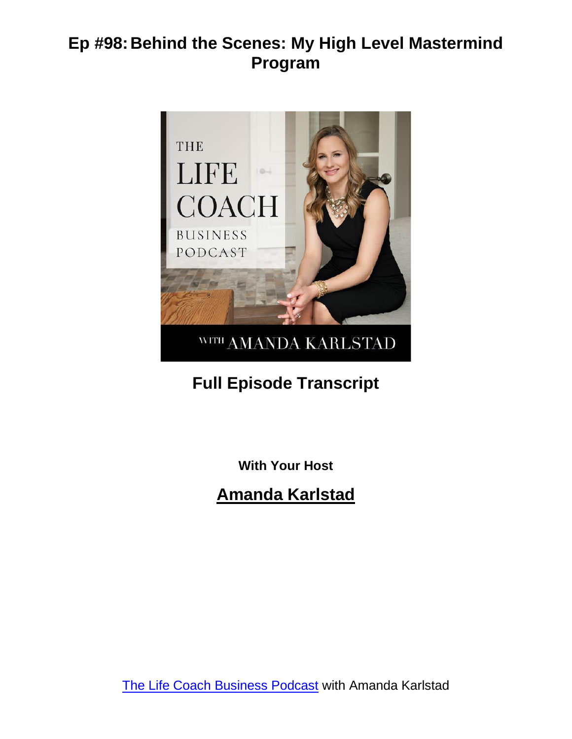# Ep #98: Behind the Scenes: My High Level Mastermind Program

## Full Episode Transcript

**With Your Host**

## Amanda Karlstad

The Life Coach Business Podcast with Amanda Karlstad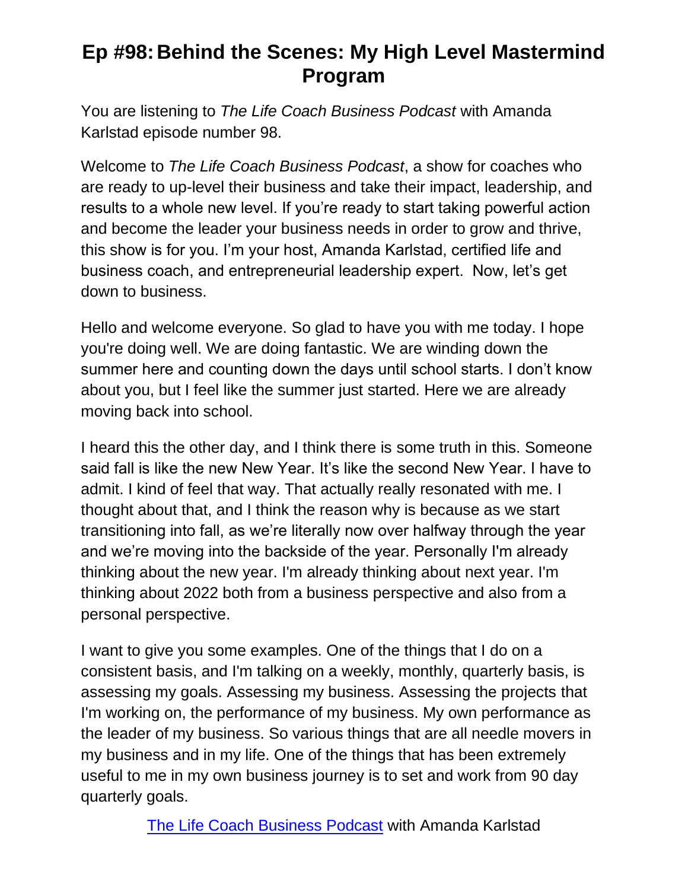# Ep #98: Behind the Scenes: My High Level Mastermind Program

You are listening to *The Life Coach Business Podcast* with Amanda Karlstad episode number 98.

Welcome to *The Life Coach Business Podcast*, a show for coaches who are ready to up-level their business and take their impact, leadership, and results to a whole new level. If you're ready to start taking powerful action and become the leader your business needs in order to grow and thrive, this show is for you. I'm your host, Amanda Karlstad, certified life and business coach, and entrepreneurial leadership expert. Now, let's get down to business.

Hello and welcome everyone. So glad to have you with me today. I hope you're doing well. We are doing fantastic. We are winding down the summer here and counting down the days until school starts. I don't know about you, but I feel like the summer just started. Here we are already moving back into school.

I heard this the other day, and I think there is some truth in this. Someone said fall is like the new New Year. It's like the second New Year. I have to admit. I kind of feel that way. That actually really resonated with me. I thought about that, and I think the reason why is because as we start transitioning into fall, as we're literally now over halfway through the year and we're moving into the backside of the year. Personally I'm already thinking about the new year. I'm already thinking about next year. I'm thinking about 2022 both from a business perspective and also from a personal perspective.

I want to give you some examples. One of the things that I do on a consistent basis, and I'm talking on a weekly, monthly, quarterly basis, is assessing my goals. Assessing my business. Assessing the projects that I'm working on, the performance of my business. My own performance as the leader of my business. So various things that are all needle movers in my business and in my life. One of the things that has been extremely useful to me in my own business journey is to set and work from 90 day quarterly goals.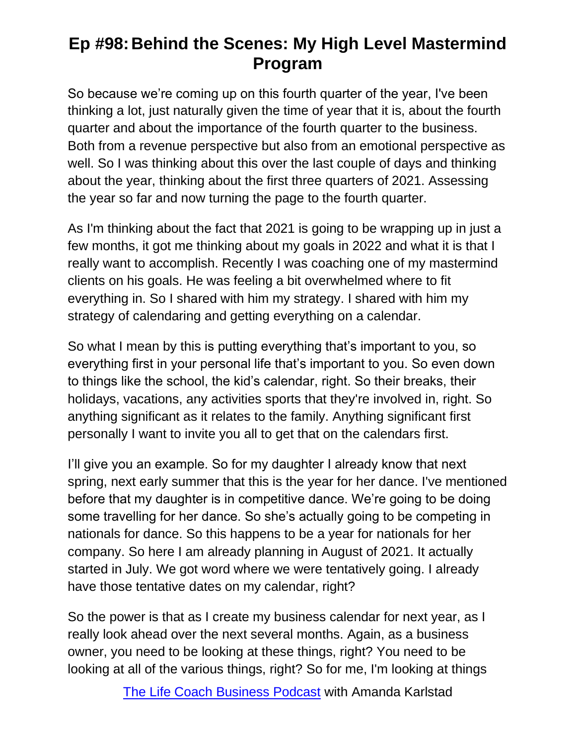# Ep #98: Behind the Scenes: My High Level Mastermind Program

So because we're coming up on this fourth quarter of the year, I've been thinking a lot, just naturally given the time of year that it is, about the fourth quarter and about the importance of the fourth quarter to the business. Both from a revenue perspective but also from an emotional perspective as well. So I was thinking about this over the last couple of days and thinking about the year, thinking about the first three quarters of 2021. Assessing the year so far and now turning the page to the fourth quarter.

As I'm thinking about the fact that 2021 is going to be wrapping up in just a few months, it got me thinking about my goals in 2022 and what it is that I really want to accomplish. Recently I was coaching one of my mastermind clients on his goals. He was feeling a bit overwhelmed where to fit everything in. So I shared with him my strategy. I shared with him my strategy of calendaring and getting everything on a calendar.

So what I mean by this is putting everything that's important to you, so everything first in your personal life that's important to you. So even down to things like the school, the kid's calendar, right. So their breaks, their holidays, vacations, any activities sports that they're involved in, right. So anything significant as it relates to the family. Anything significant first personally I want to invite you all to get that on the calendars first.

I'll give you an example. So for my daughter I already know that next spring, next early summer that this is the year for her dance. I've mentioned before that my daughter is in competitive dance. We're going to be doing some travelling for her dance. So she's actually going to be competing in nationals for dance. So this happens to be a year for nationals for her company. So here I am already planning in August of 2021. It actually started in July. We got word where we were tentatively going. I already have those tentative dates on my calendar, right?

So the power is that as I create my business calendar for next year, as I really look ahead over the next several months. Again, as a business owner, you need to be looking at these things, right? You need to be looking at all of the various things, right? So for me, I'm looking at things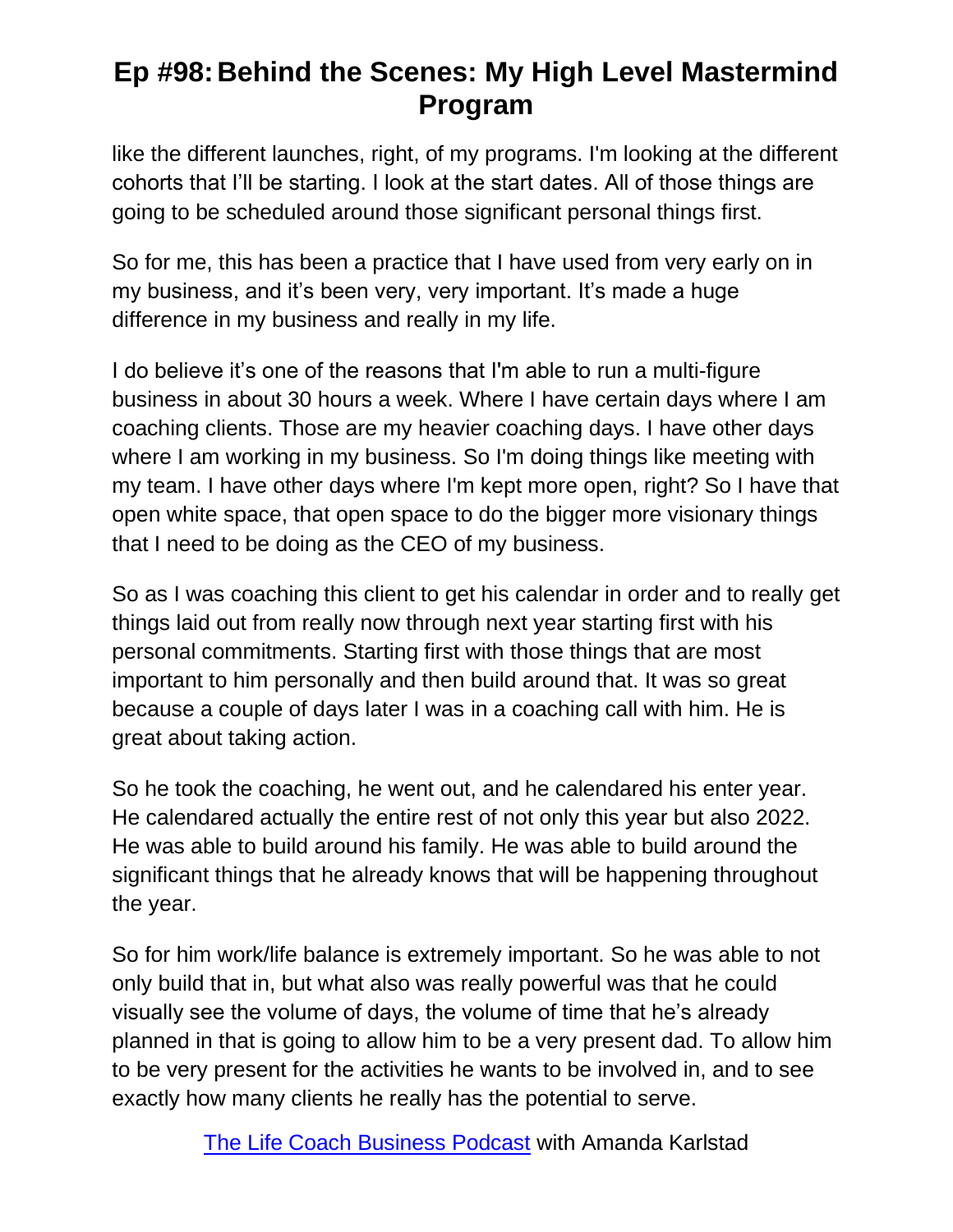like the different launches, right, of my programs. I'm looking at the different cohorts that I'll be starting. I look at the start dates. All of those things are going to be scheduled around those significant personal things first.

So for me, this has been a practice that I have used from very early on in my business, and it's been very, very important. It's made a huge difference in my business and really in my life.

I do believe it's one of the reasons that I'm able to run a multi-figure business in about 30 hours a week. Where I have certain days where I am coaching clients. Those are my heavier coaching days. I have other days where I am working in my business. So I'm doing things like meeting with my team. I have other days where I'm kept more open, right? So I have that open white space, that open space to do the bigger more visionary things that I need to be doing as the CEO of my business.

So as I was coaching this client to get his calendar in order and to really get things laid out from really now through next year starting first with his personal commitments. Starting first with those things that are most important to him personally and then build around that. It was so great because a couple of days later I was in a coaching call with him. He is great about taking action.

So he took the coaching, he went out, and he calendared his enter year. He calendared actually the entire rest of not only this year but also 2022. He was able to build around his family. He was able to build around the significant things that he already knows that will be happening throughout the year.

So for him work/life balance is extremely important. So he was able to not only build that in, but what also was really powerful was that he could visually see the volume of days, the volume of time that he's already planned in that is going to allow him to be a very present dad. To allow him to be very present for the activities he wants to be involved in, and to see exactly how many clients he really has the potential to serve.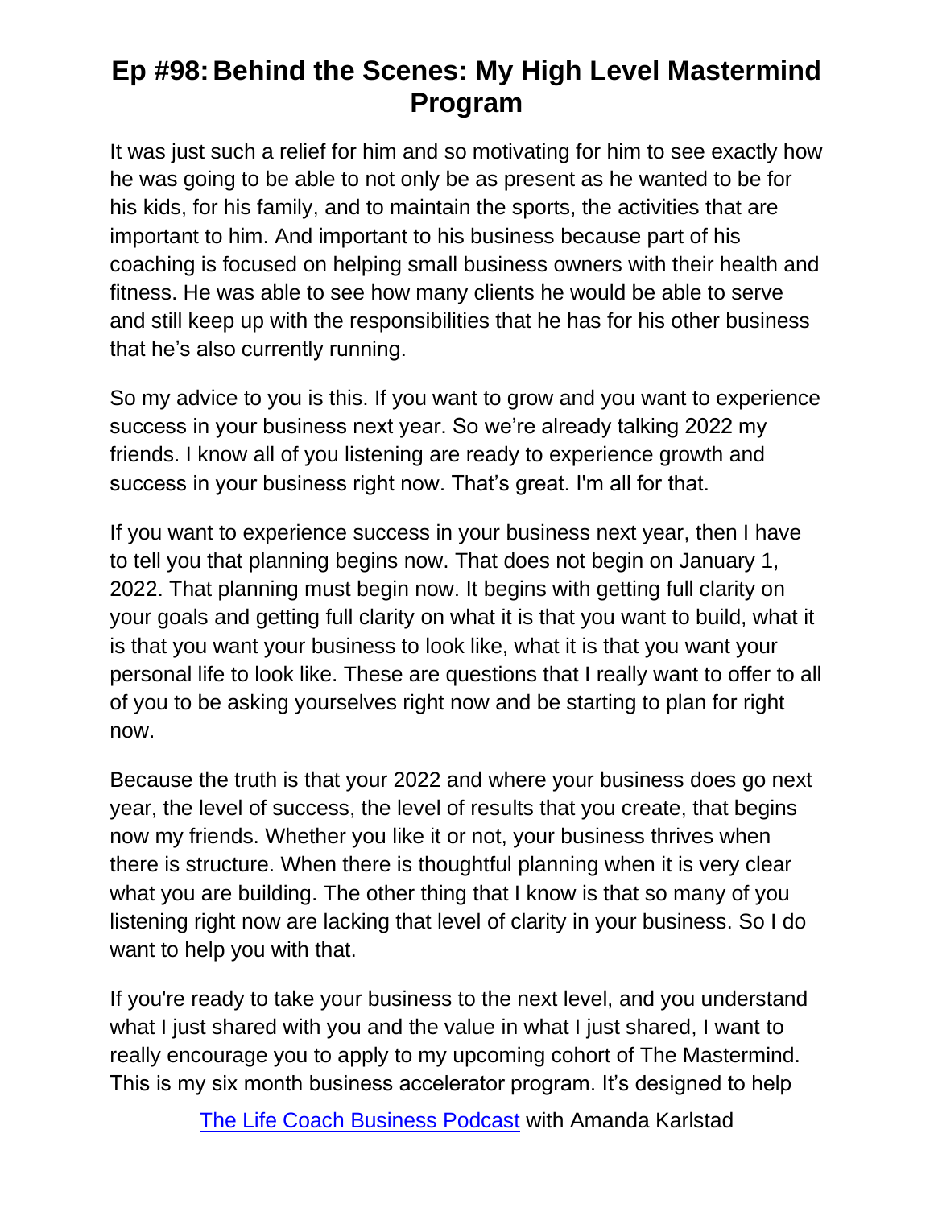It was just such a relief for him and so motivating for him to see exactly how he was going to be able to not only be as present as he wanted to be for his kids, for his family, and to maintain the sports, the activities that are important to him. And important to his business because part of his coaching is focused on helping small business owners with their health and fitness. He was able to see how many clients he would be able to serve and still keep up with the responsibilities that he has for his other business that he's also currently running.

So my advice to you is this. If you want to grow and you want to experience success in your business next year. So we're already talking 2022 my friends. I know all of you listening are ready to experience growth and success in your business right now. That's great. I'm all for that.

If you want to experience success in your business next year, then I have to tell you that planning begins now. That does not begin on January 1, 2022. That planning must begin now. It begins with getting full clarity on your goals and getting full clarity on what it is that you want to build, what it is that you want your business to look like, what it is that you want your personal life to look like. These are questions that I really want to offer to all of you to be asking yourselves right now and be starting to plan for right now.

Because the truth is that your 2022 and where your business does go next year, the level of success, the level of results that you create, that begins now my friends. Whether you like it or not, your business thrives when there is structure. When there is thoughtful planning when it is very clear what you are building. The other thing that I know is that so many of you listening right now are lacking that level of clarity in your business. So I do want to help you with that.

If you're ready to take your business to the next level, and you understand what I just shared with you and the value in what I just shared, I want to really encourage you to apply to my upcoming cohort of The Mastermind. This is my six month business accelerator program. It's designed to help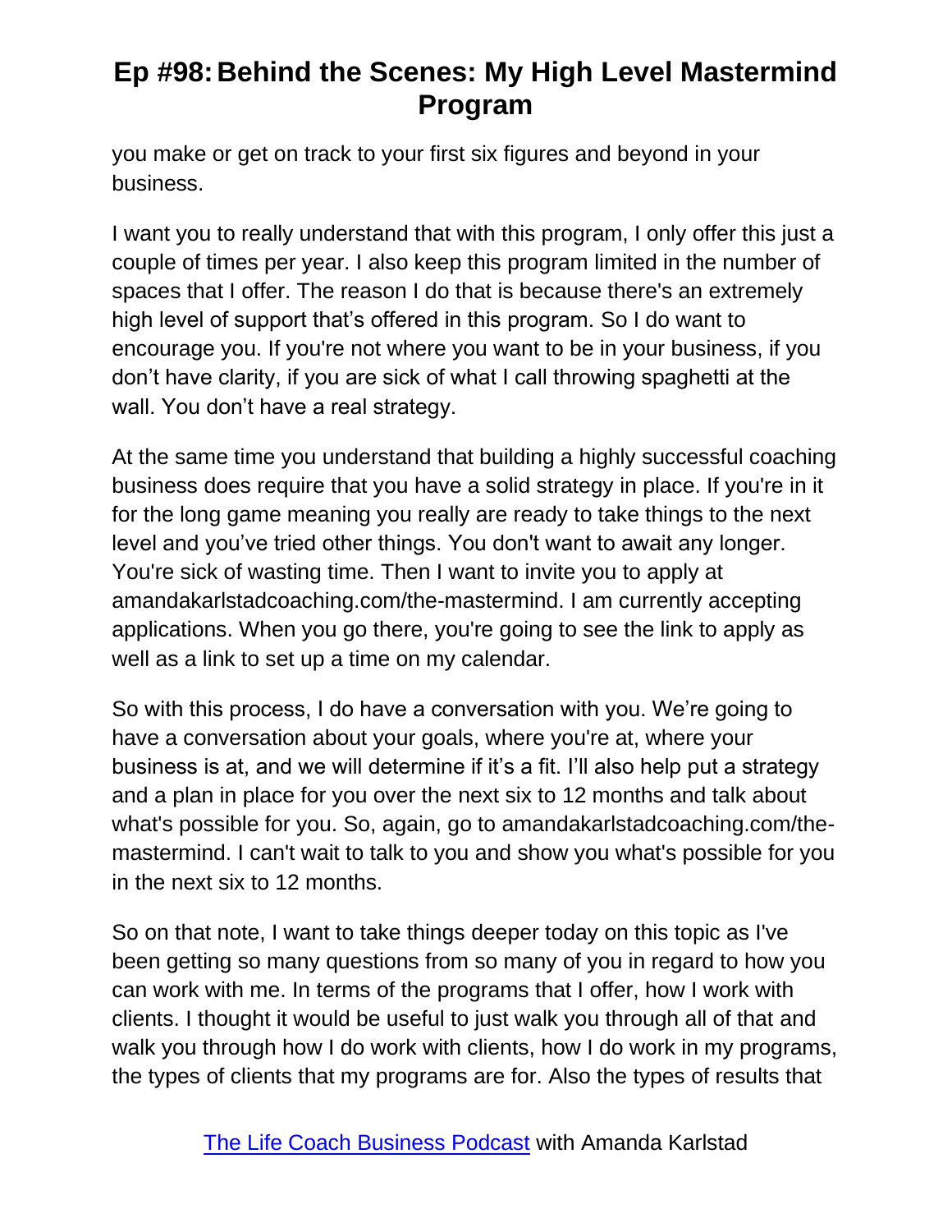you make or get on track to your first six figures and beyond in your business.

I want you to really understand that with this program, I only offer this just a couple of times per year. I also keep this program limited in the number of spaces that I offer. The reason I do that is because there's an extremely high level of support that's offered in this program. So I do want to encourage you. If you're not where you want to be in your business, if you don't have clarity, if you are sick of what I call throwing spaghetti at the wall. You don't have a real strategy.

At the same time you understand that building a highly successful coaching business does require that you have a solid strategy in place. If you're in it for the long game meaning you really are ready to take things to the next level and you've tried other things. You don't want to await any longer. You're sick of wasting time. Then I want to invite you to apply at amandakarlstadcoaching.com/the-mastermind. I am currently accepting applications. When you go there, you're going to see the link to apply as well as a link to set up a time on my calendar.

So with this process, I do have a conversation with you. We're going to have a conversation about your goals, where you're at, where your business is at, and we will determine if it's a fit. I'll also help put a strategy and a plan in place for you over the next six to 12 months and talk about what's possible for you. So, again, go to amandakarlstadcoaching.com/the-mastermind. I can't wait to talk to you and show you what's possible for you in the next six to 12 months.

So on that note, I want to take things deeper today on this topic as I've been getting so many questions from so many of you in regard to how you can work with me. In terms of the programs that I offer, how I work with clients. I thought it would be useful to just walk you through all of that and walk you through how I do work with clients, how I do work in my programs, the types of clients that my programs are for. Also the types of results that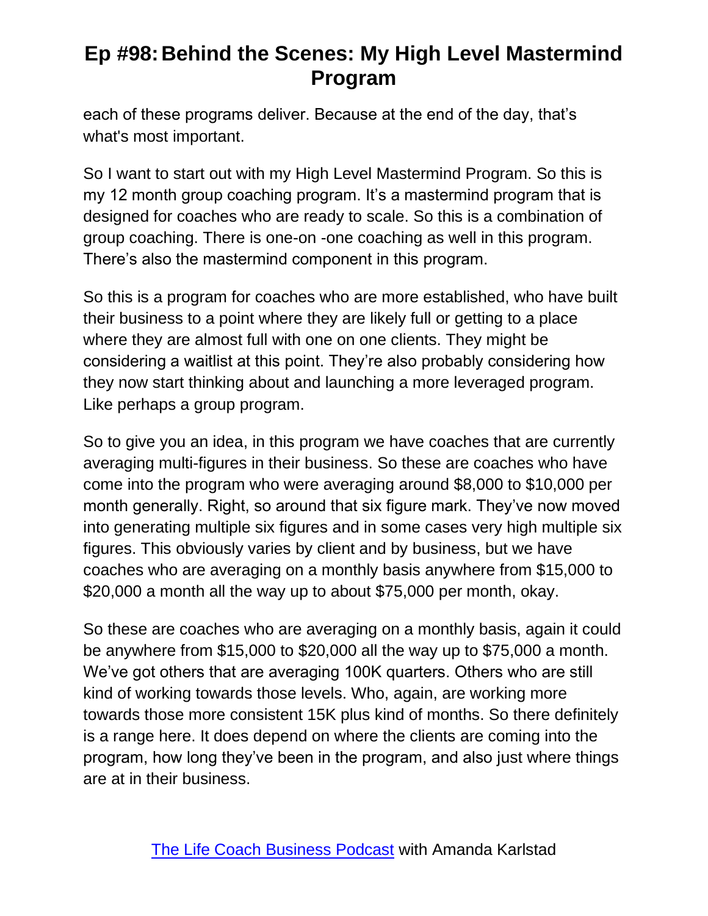each of these programs deliver. Because at the end of the day, that's what's most important.

So I want to start out with my High Level Mastermind Program. So this is my 12 month group coaching program. It's a mastermind program that is designed for coaches who are ready to scale. So this is a combination of group coaching. There is one-on -one coaching as well in this program. There's also the mastermind component in this program.

So this is a program for coaches who are more established, who have built their business to a point where they are likely full or getting to a place where they are almost full with one on one clients. They might be considering a waitlist at this point. They're also probably considering how they now start thinking about and launching a more leveraged program. Like perhaps a group program.

So to give you an idea, in this program we have coaches that are currently averaging multi-figures in their business. So these are coaches who have come into the program who were averaging around $8,000 to $10,000 per month generally. Right, so around that six figure mark. They've now moved into generating multiple six figures and in some cases very high multiple six figures. This obviously varies by client and by business, but we have coaches who are averaging on a monthly basis anywhere from $15,000 to $20,000 a month all the way up to about $75,000 per month, okay.

So these are coaches who are averaging on a monthly basis, again it could be anywhere from $15,000 to $20,000 all the way up to $75,000 a month. We've got others that are averaging 100K quarters. Others who are still kind of working towards those levels. Who, again, are working more towards those more consistent 15K plus kind of months. So there definitely is a range here. It does depend on where the clients are coming into the program, how long they've been in the program, and also just where things are at in their business.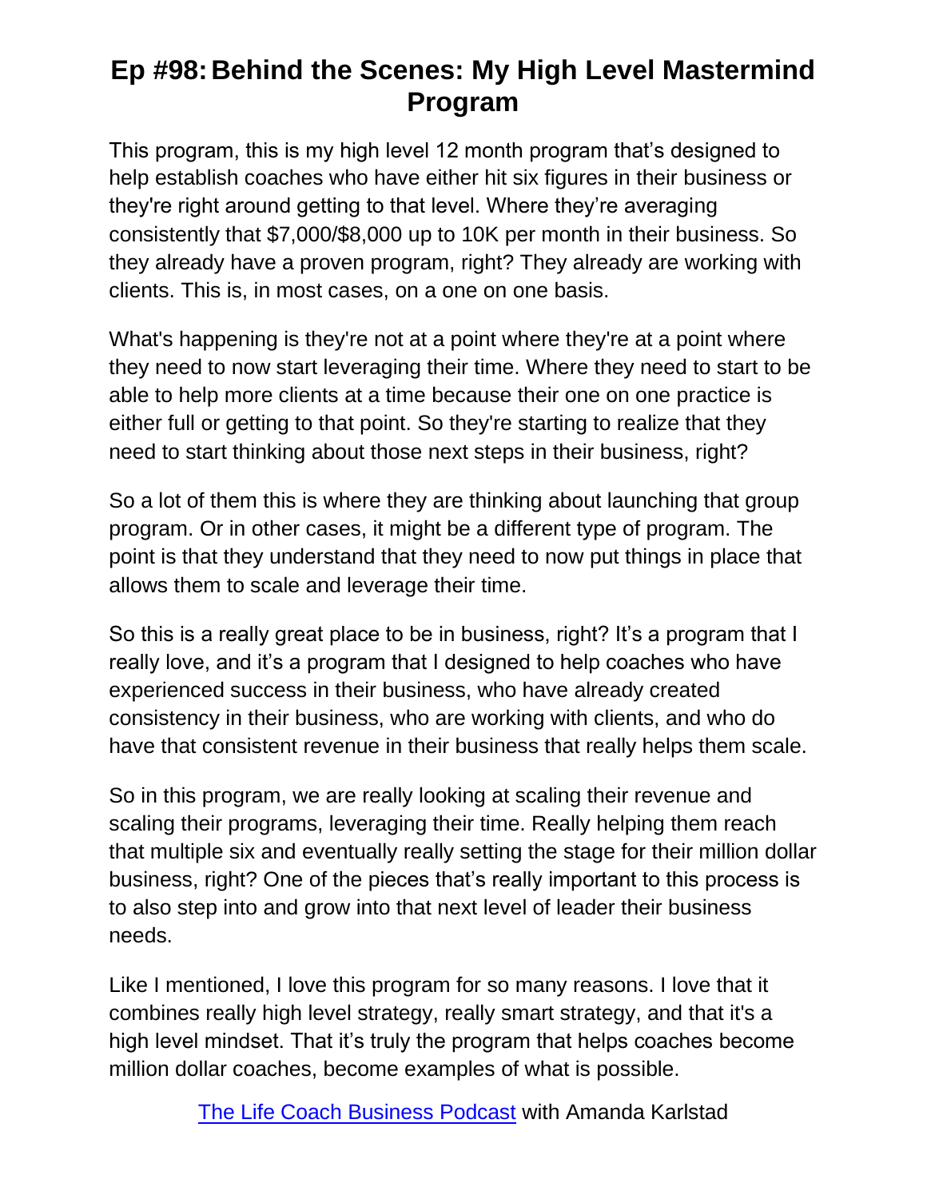# Ep #98: Behind the Scenes: My High Level Mastermind Program

This program, this is my high level 12 month program that's designed to help establish coaches who have either hit six figures in their business or they're right around getting to that level. Where they're averaging consistently that $7,000/$8,000 up to 10K per month in their business. So they already have a proven program, right? They already are working with clients. This is, in most cases, on a one on one basis.

What's happening is they're not at a point where they're at a point where they need to now start leveraging their time. Where they need to start to be able to help more clients at a time because their one on one practice is either full or getting to that point. So they're starting to realize that they need to start thinking about those next steps in their business, right?

So a lot of them this is where they are thinking about launching that group program. Or in other cases, it might be a different type of program. The point is that they understand that they need to now put things in place that allows them to scale and leverage their time.

So this is a really great place to be in business, right? It's a program that I really love, and it's a program that I designed to help coaches who have experienced success in their business, who have already created consistency in their business, who are working with clients, and who do have that consistent revenue in their business that really helps them scale.

So in this program, we are really looking at scaling their revenue and scaling their programs, leveraging their time. Really helping them reach that multiple six and eventually really setting the stage for their million dollar business, right? One of the pieces that's really important to this process is to also step into and grow into that next level of leader their business needs.

Like I mentioned, I love this program for so many reasons. I love that it combines really high level strategy, really smart strategy, and that it's a high level mindset. That it's truly the program that helps coaches become million dollar coaches, become examples of what is possible.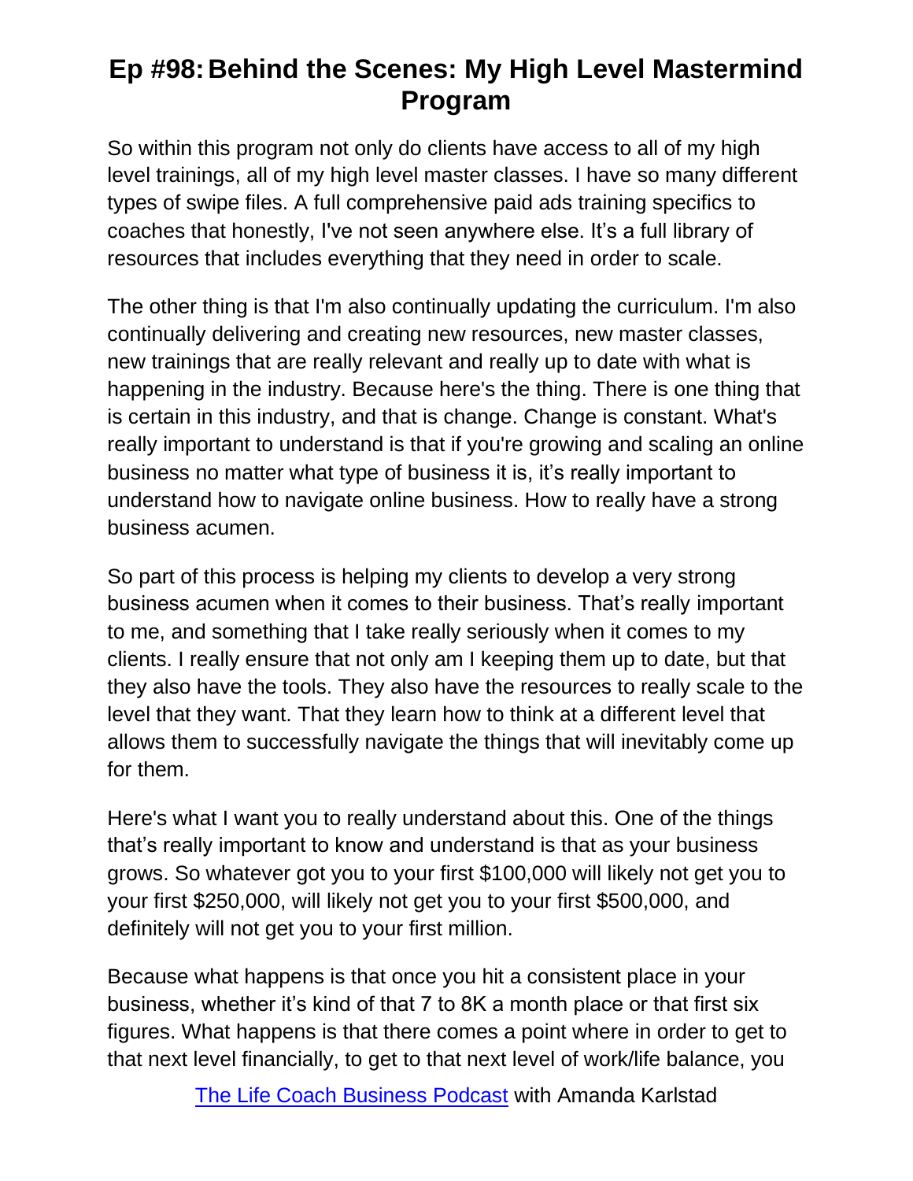So within this program not only do clients have access to all of my high level trainings, all of my high level master classes. I have so many different types of swipe files. A full comprehensive paid ads training specifics to coaches that honestly, I've not seen anywhere else. It's a full library of resources that includes everything that they need in order to scale.

The other thing is that I'm also continually updating the curriculum. I'm also continually delivering and creating new resources, new master classes, new trainings that are really relevant and really up to date with what is happening in the industry. Because here's the thing. There is one thing that is certain in this industry, and that is change. Change is constant. What's really important to understand is that if you're growing and scaling an online business no matter what type of business it is, it's really important to understand how to navigate online business. How to really have a strong business acumen.

So part of this process is helping my clients to develop a very strong business acumen when it comes to their business. That's really important to me, and something that I take really seriously when it comes to my clients. I really ensure that not only am I keeping them up to date, but that they also have the tools. They also have the resources to really scale to the level that they want. That they learn how to think at a different level that allows them to successfully navigate the things that will inevitably come up for them.

Here's what I want you to really understand about this. One of the things that's really important to know and understand is that as your business grows. So whatever got you to your first $100,000 will likely not get you to your first $250,000, will likely not get you to your first $500,000, and definitely will not get you to your first million.

Because what happens is that once you hit a consistent place in your business, whether it's kind of that 7 to 8K a month place or that first six figures. What happens is that there comes a point where in order to get to that next level financially, to get to that next level of work/life balance, you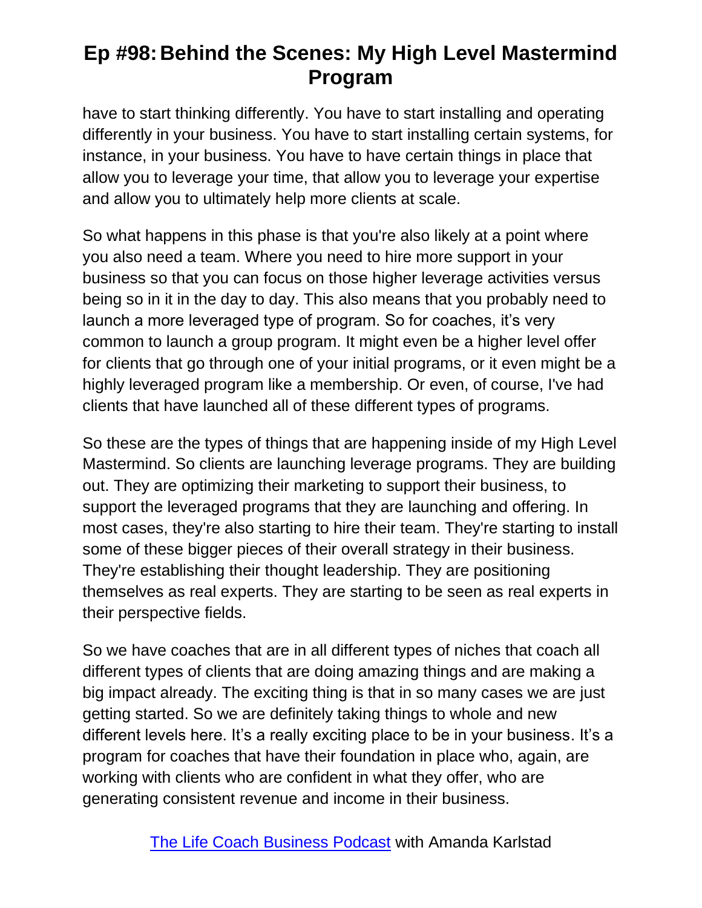have to start thinking differently. You have to start installing and operating differently in your business. You have to start installing certain systems, for instance, in your business. You have to have certain things in place that allow you to leverage your time, that allow you to leverage your expertise and allow you to ultimately help more clients at scale.

So what happens in this phase is that you're also likely at a point where you also need a team. Where you need to hire more support in your business so that you can focus on those higher leverage activities versus being so in it in the day to day. This also means that you probably need to launch a more leveraged type of program. So for coaches, it's very common to launch a group program. It might even be a higher level offer for clients that go through one of your initial programs, or it even might be a highly leveraged program like a membership. Or even, of course, I've had clients that have launched all of these different types of programs.

So these are the types of things that are happening inside of my High Level Mastermind. So clients are launching leverage programs. They are building out. They are optimizing their marketing to support their business, to support the leveraged programs that they are launching and offering. In most cases, they're also starting to hire their team. They're starting to install some of these bigger pieces of their overall strategy in their business. They're establishing their thought leadership. They are positioning themselves as real experts. They are starting to be seen as real experts in their perspective fields.

So we have coaches that are in all different types of niches that coach all different types of clients that are doing amazing things and are making a big impact already. The exciting thing is that in so many cases we are just getting started. So we are definitely taking things to whole and new different levels here. It's a really exciting place to be in your business. It's a program for coaches that have their foundation in place who, again, are working with clients who are confident in what they offer, who are generating consistent revenue and income in their business.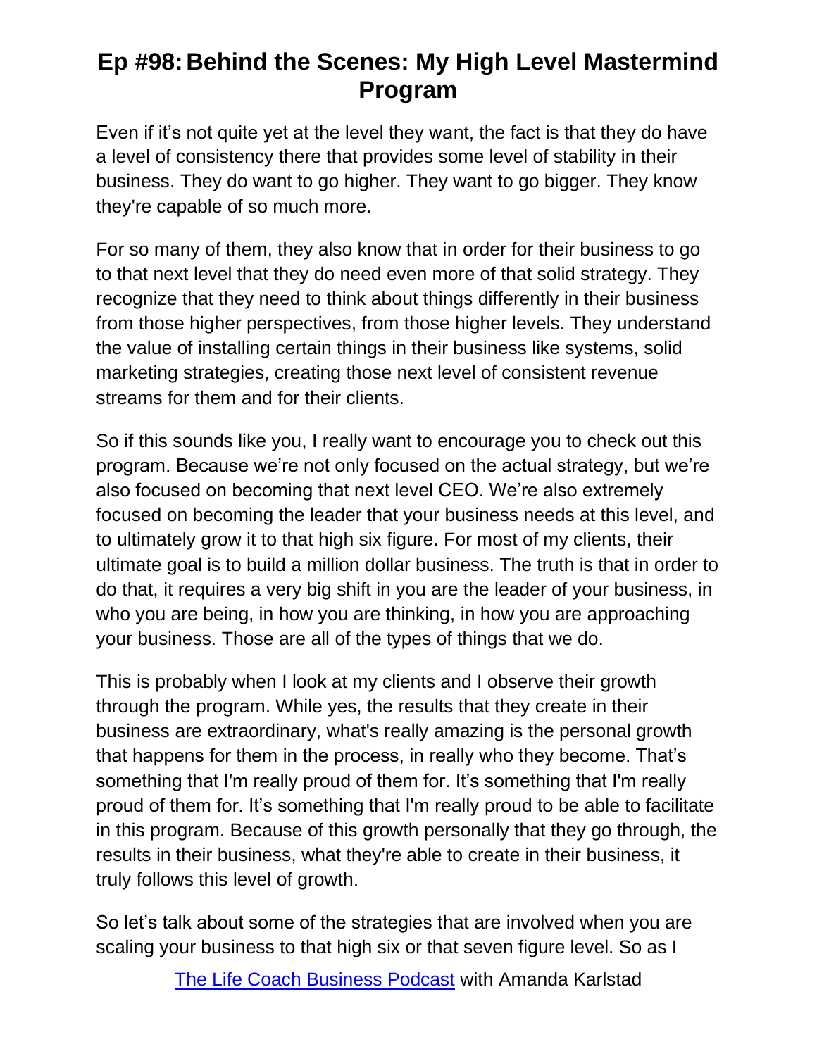Even if it's not quite yet at the level they want, the fact is that they do have a level of consistency there that provides some level of stability in their business. They do want to go higher. They want to go bigger. They know they're capable of so much more.

For so many of them, they also know that in order for their business to go to that next level that they do need even more of that solid strategy. They recognize that they need to think about things differently in their business from those higher perspectives, from those higher levels. They understand the value of installing certain things in their business like systems, solid marketing strategies, creating those next level of consistent revenue streams for them and for their clients.

So if this sounds like you, I really want to encourage you to check out this program. Because we're not only focused on the actual strategy, but we're also focused on becoming that next level CEO. We're also extremely focused on becoming the leader that your business needs at this level, and to ultimately grow it to that high six figure. For most of my clients, their ultimate goal is to build a million dollar business. The truth is that in order to do that, it requires a very big shift in you are the leader of your business, in who you are being, in how you are thinking, in how you are approaching your business. Those are all of the types of things that we do.

This is probably when I look at my clients and I observe their growth through the program. While yes, the results that they create in their business are extraordinary, what's really amazing is the personal growth that happens for them in the process, in really who they become. That's something that I'm really proud of them for. It's something that I'm really proud of them for. It's something that I'm really proud to be able to facilitate in this program. Because of this growth personally that they go through, the results in their business, what they're able to create in their business, it truly follows this level of growth.

So let's talk about some of the strategies that are involved when you are scaling your business to that high six or that seven figure level. So as I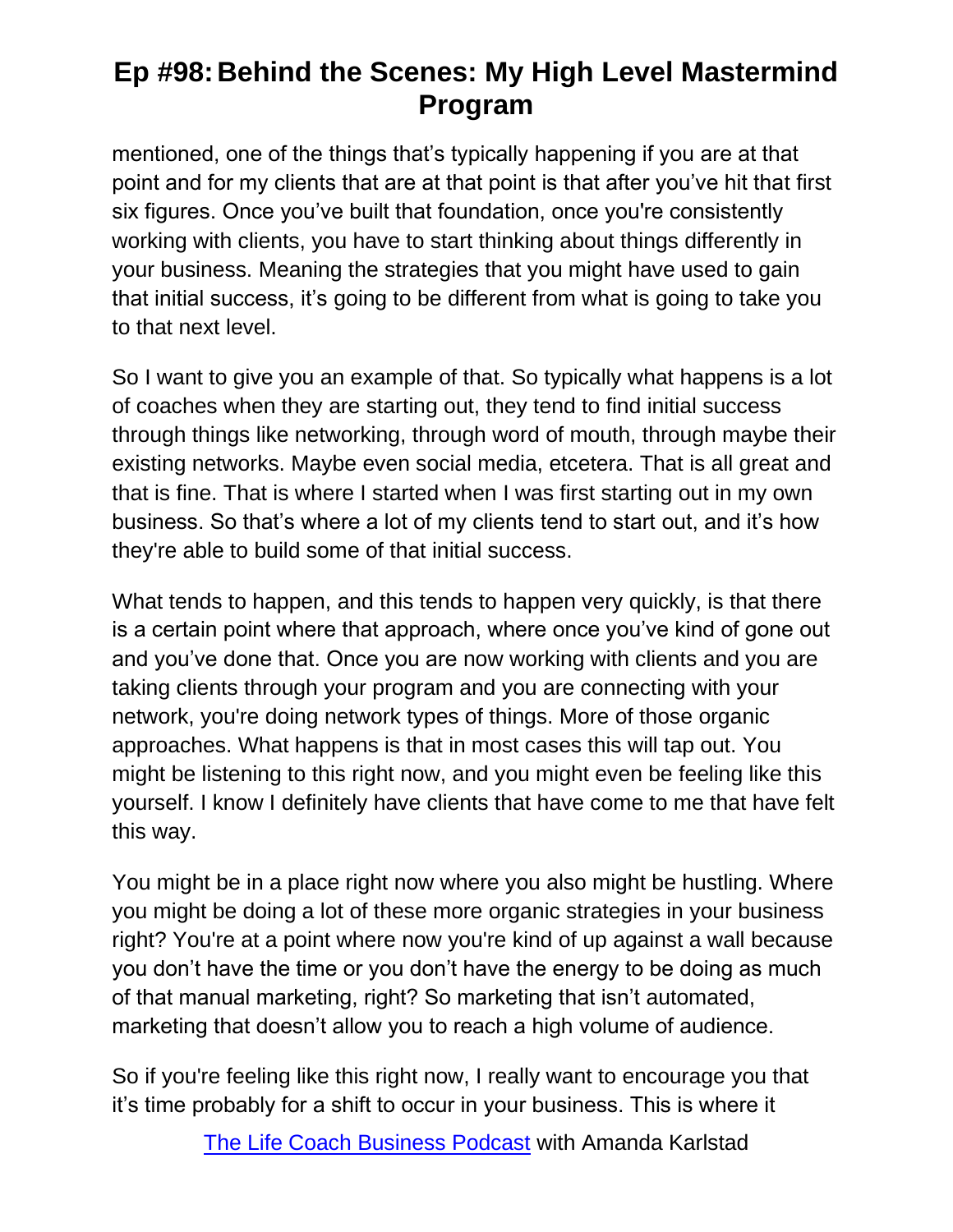mentioned, one of the things that's typically happening if you are at that point and for my clients that are at that point is that after you've hit that first six figures. Once you've built that foundation, once you're consistently working with clients, you have to start thinking about things differently in your business. Meaning the strategies that you might have used to gain that initial success, it's going to be different from what is going to take you to that next level.

So I want to give you an example of that. So typically what happens is a lot of coaches when they are starting out, they tend to find initial success through things like networking, through word of mouth, through maybe their existing networks. Maybe even social media, etcetera. That is all great and that is fine. That is where I started when I was first starting out in my own business. So that's where a lot of my clients tend to start out, and it's how they're able to build some of that initial success.

What tends to happen, and this tends to happen very quickly, is that there is a certain point where that approach, where once you've kind of gone out and you've done that. Once you are now working with clients and you are taking clients through your program and you are connecting with your network, you're doing network types of things. More of those organic approaches. What happens is that in most cases this will tap out. You might be listening to this right now, and you might even be feeling like this yourself. I know I definitely have clients that have come to me that have felt this way.

You might be in a place right now where you also might be hustling. Where you might be doing a lot of these more organic strategies in your business right? You're at a point where now you're kind of up against a wall because you don't have the time or you don't have the energy to be doing as much of that manual marketing, right? So marketing that isn't automated, marketing that doesn't allow you to reach a high volume of audience.

So if you're feeling like this right now, I really want to encourage you that it's time probably for a shift to occur in your business. This is where it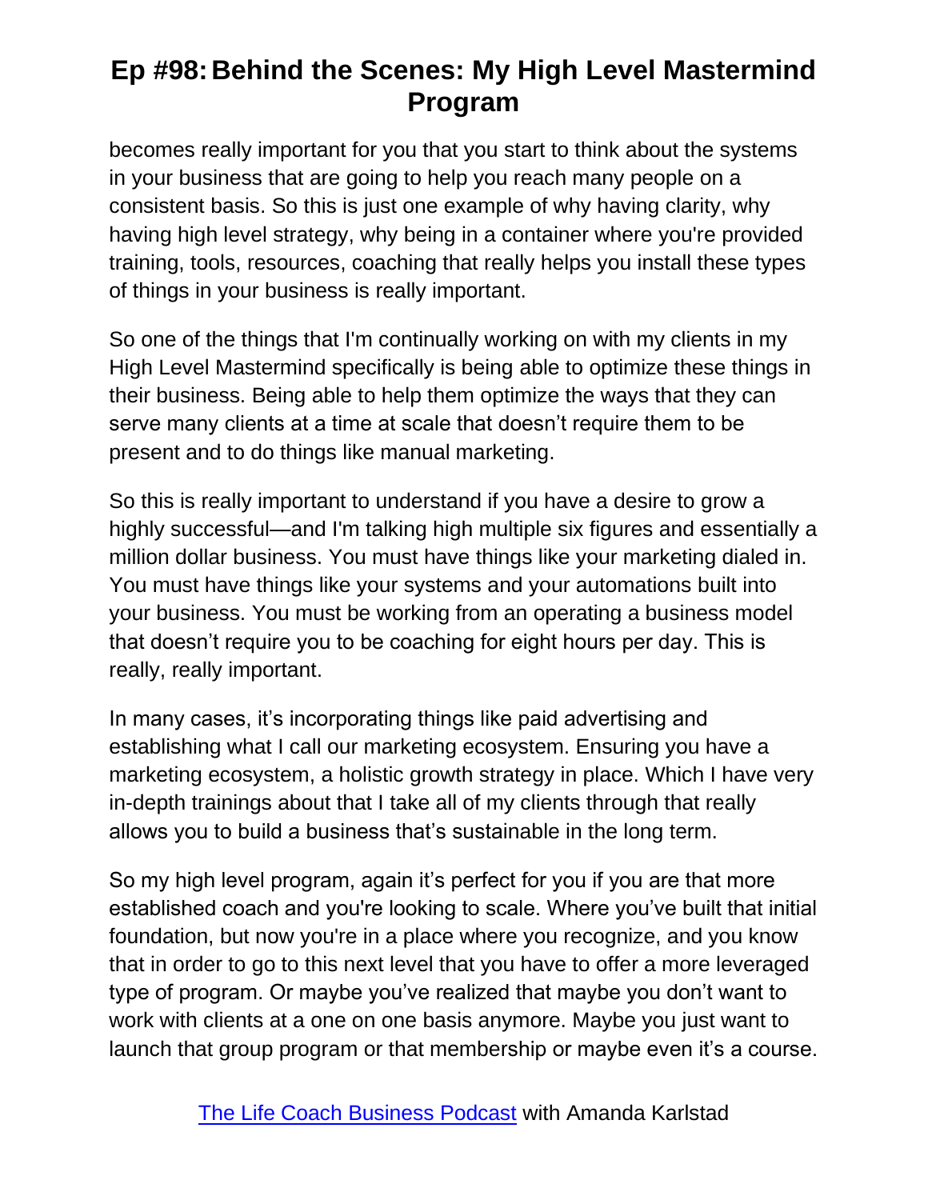becomes really important for you that you start to think about the systems in your business that are going to help you reach many people on a consistent basis. So this is just one example of why having clarity, why having high level strategy, why being in a container where you're provided training, tools, resources, coaching that really helps you install these types of things in your business is really important.

So one of the things that I'm continually working on with my clients in my High Level Mastermind specifically is being able to optimize these things in their business. Being able to help them optimize the ways that they can serve many clients at a time at scale that doesn't require them to be present and to do things like manual marketing.

So this is really important to understand if you have a desire to grow a highly successful—and I'm talking high multiple six figures and essentially a million dollar business. You must have things like your marketing dialed in. You must have things like your systems and your automations built into your business. You must be working from an operating a business model that doesn't require you to be coaching for eight hours per day. This is really, really important.

In many cases, it's incorporating things like paid advertising and establishing what I call our marketing ecosystem. Ensuring you have a marketing ecosystem, a holistic growth strategy in place. Which I have very in-depth trainings about that I take all of my clients through that really allows you to build a business that's sustainable in the long term.

So my high level program, again it's perfect for you if you are that more established coach and you're looking to scale. Where you've built that initial foundation, but now you're in a place where you recognize, and you know that in order to go to this next level that you have to offer a more leveraged type of program. Or maybe you've realized that maybe you don't want to work with clients at a one on one basis anymore. Maybe you just want to launch that group program or that membership or maybe even it's a course.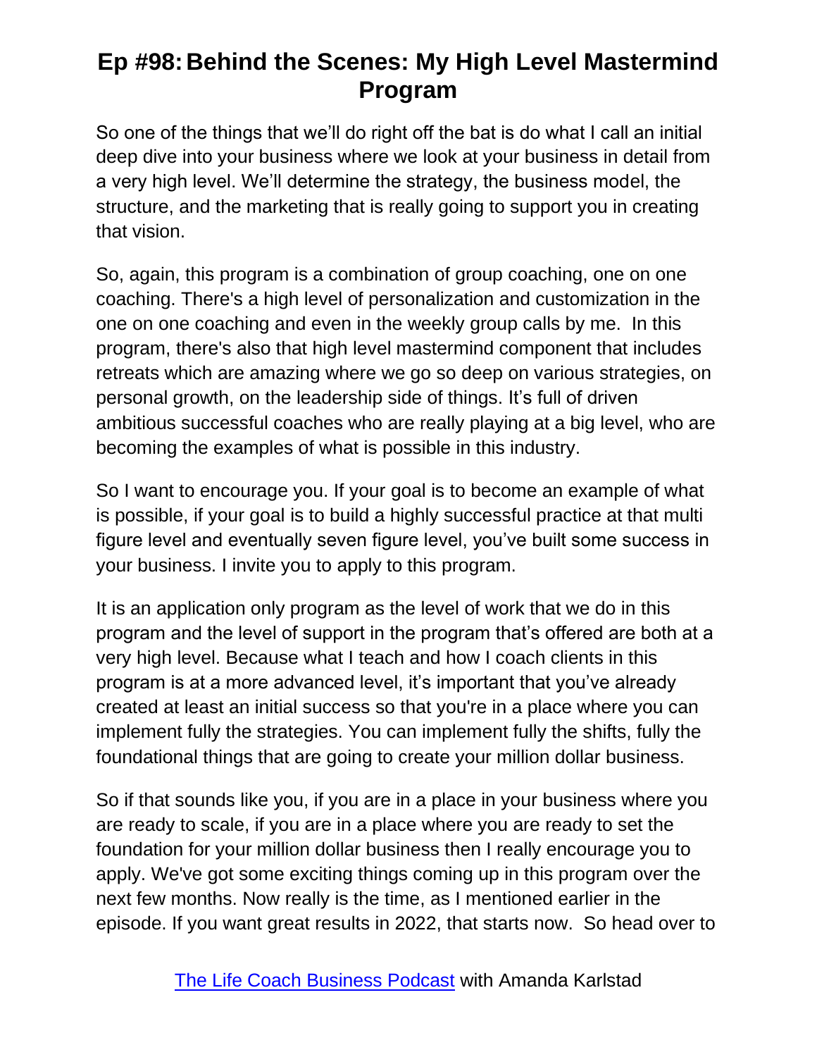So one of the things that we'll do right off the bat is do what I call an initial deep dive into your business where we look at your business in detail from a very high level. We'll determine the strategy, the business model, the structure, and the marketing that is really going to support you in creating that vision.

So, again, this program is a combination of group coaching, one on one coaching. There's a high level of personalization and customization in the one on one coaching and even in the weekly group calls by me. In this program, there's also that high level mastermind component that includes retreats which are amazing where we go so deep on various strategies, on personal growth, on the leadership side of things. It's full of driven ambitious successful coaches who are really playing at a big level, who are becoming the examples of what is possible in this industry.

So I want to encourage you. If your goal is to become an example of what is possible, if your goal is to build a highly successful practice at that multi figure level and eventually seven figure level, you've built some success in your business. I invite you to apply to this program.

It is an application only program as the level of work that we do in this program and the level of support in the program that's offered are both at a very high level. Because what I teach and how I coach clients in this program is at a more advanced level, it's important that you've already created at least an initial success so that you're in a place where you can implement fully the strategies. You can implement fully the shifts, fully the foundational things that are going to create your million dollar business.

So if that sounds like you, if you are in a place in your business where you are ready to scale, if you are in a place where you are ready to set the foundation for your million dollar business then I really encourage you to apply. We've got some exciting things coming up in this program over the next few months. Now really is the time, as I mentioned earlier in the episode. If you want great results in 2022, that starts now. So head over to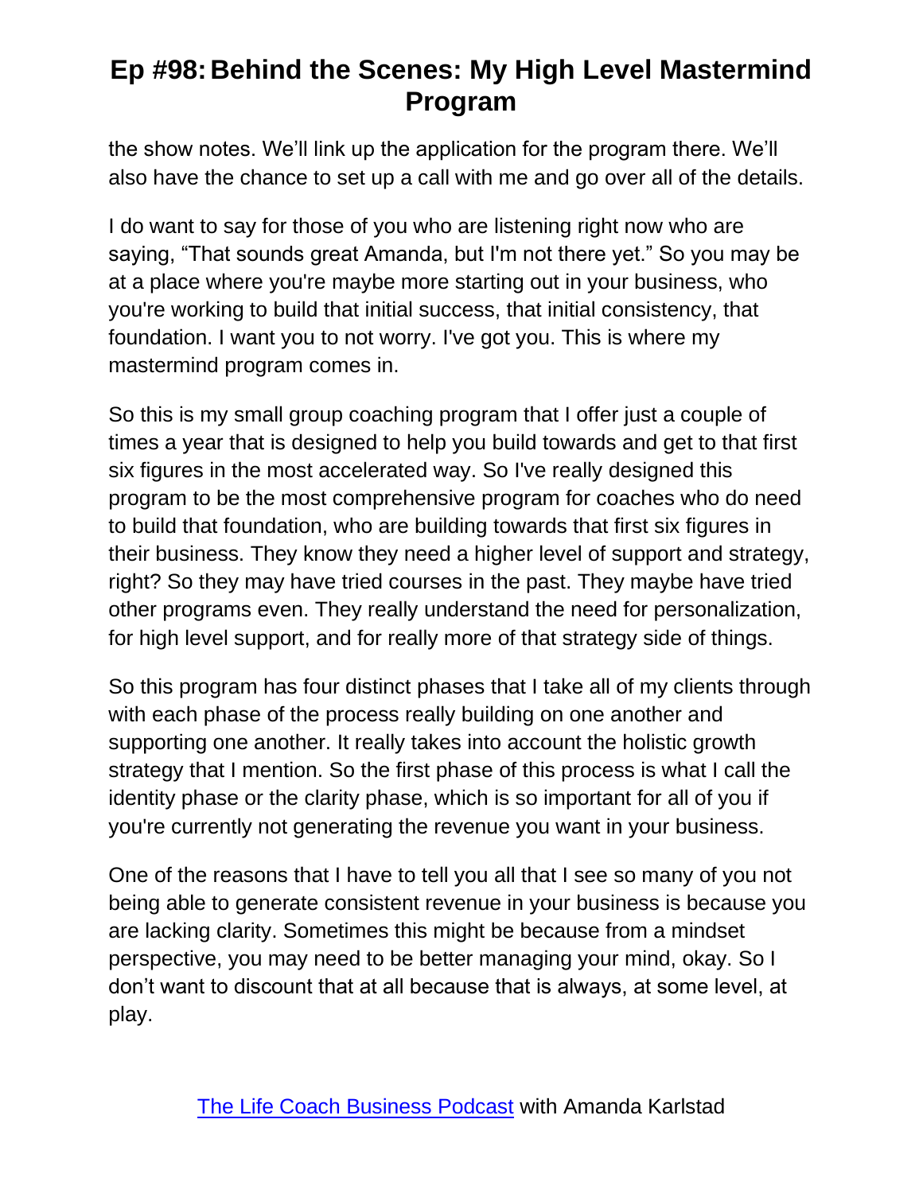the show notes. We'll link up the application for the program there. We'll also have the chance to set up a call with me and go over all of the details.

I do want to say for those of you who are listening right now who are saying, "That sounds great Amanda, but I'm not there yet." So you may be at a place where you're maybe more starting out in your business, who you're working to build that initial success, that initial consistency, that foundation. I want you to not worry. I've got you. This is where my mastermind program comes in.

So this is my small group coaching program that I offer just a couple of times a year that is designed to help you build towards and get to that first six figures in the most accelerated way. So I've really designed this program to be the most comprehensive program for coaches who do need to build that foundation, who are building towards that first six figures in their business. They know they need a higher level of support and strategy, right? So they may have tried courses in the past. They maybe have tried other programs even. They really understand the need for personalization, for high level support, and for really more of that strategy side of things.

So this program has four distinct phases that I take all of my clients through with each phase of the process really building on one another and supporting one another. It really takes into account the holistic growth strategy that I mention. So the first phase of this process is what I call the identity phase or the clarity phase, which is so important for all of you if you're currently not generating the revenue you want in your business.

One of the reasons that I have to tell you all that I see so many of you not being able to generate consistent revenue in your business is because you are lacking clarity. Sometimes this might be because from a mindset perspective, you may need to be better managing your mind, okay. So I don't want to discount that at all because that is always, at some level, at play.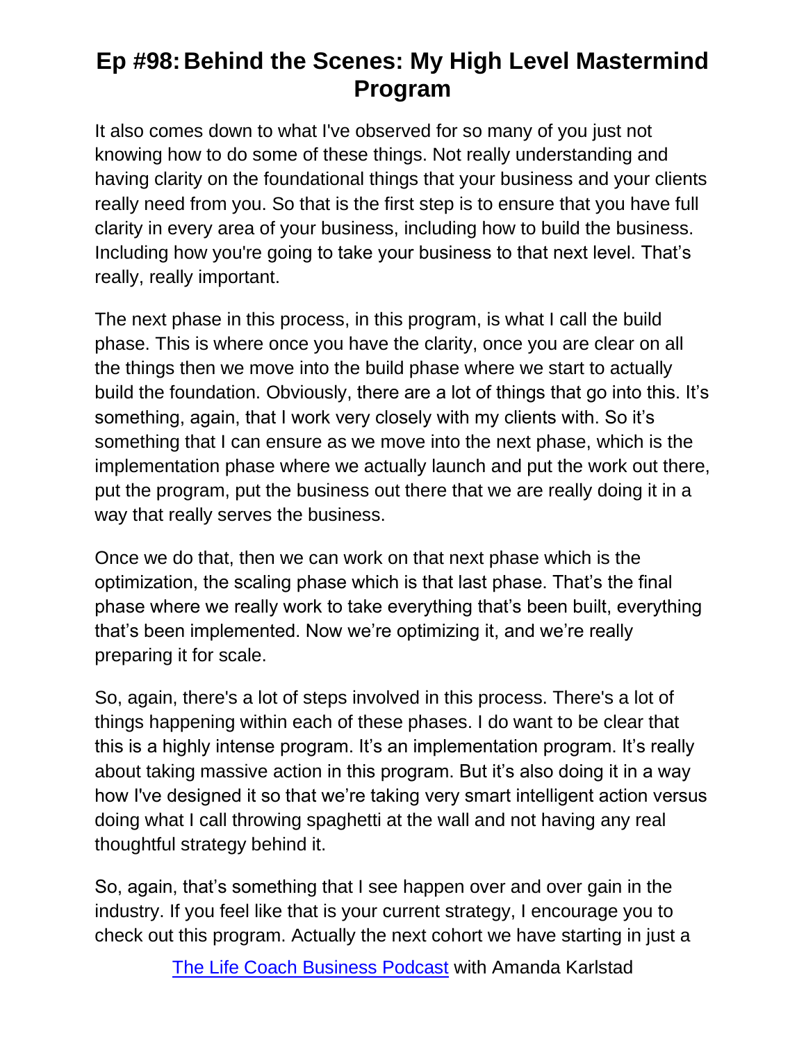It also comes down to what I've observed for so many of you just not knowing how to do some of these things. Not really understanding and having clarity on the foundational things that your business and your clients really need from you. So that is the first step is to ensure that you have full clarity in every area of your business, including how to build the business. Including how you're going to take your business to that next level. That's really, really important.

The next phase in this process, in this program, is what I call the build phase. This is where once you have the clarity, once you are clear on all the things then we move into the build phase where we start to actually build the foundation. Obviously, there are a lot of things that go into this. It's something, again, that I work very closely with my clients with. So it's something that I can ensure as we move into the next phase, which is the implementation phase where we actually launch and put the work out there, put the program, put the business out there that we are really doing it in a way that really serves the business.

Once we do that, then we can work on that next phase which is the optimization, the scaling phase which is that last phase. That's the final phase where we really work to take everything that's been built, everything that's been implemented. Now we're optimizing it, and we're really preparing it for scale.

So, again, there's a lot of steps involved in this process. There's a lot of things happening within each of these phases. I do want to be clear that this is a highly intense program. It's an implementation program. It's really about taking massive action in this program. But it's also doing it in a way how I've designed it so that we're taking very smart intelligent action versus doing what I call throwing spaghetti at the wall and not having any real thoughtful strategy behind it.

So, again, that's something that I see happen over and over gain in the industry. If you feel like that is your current strategy, I encourage you to check out this program. Actually the next cohort we have starting in just a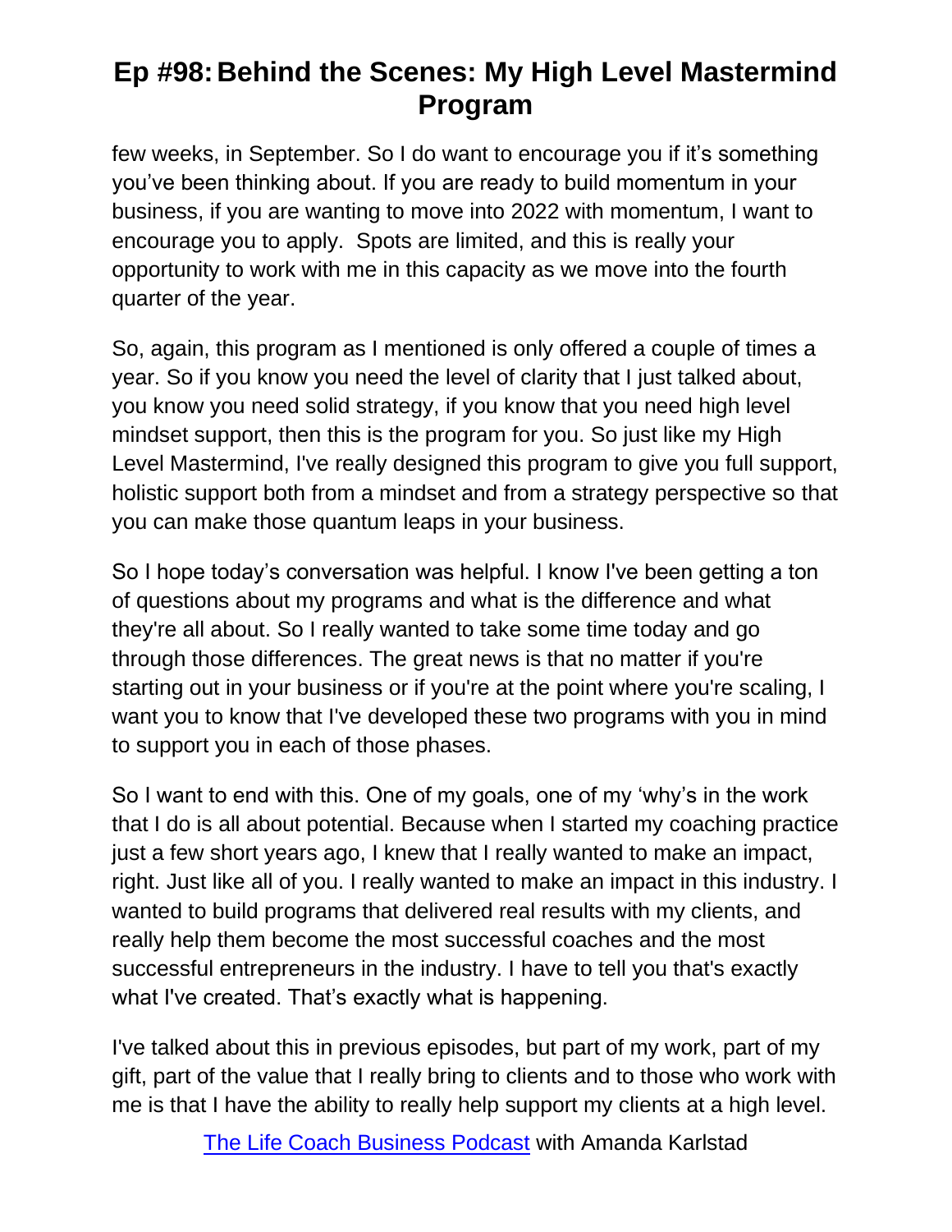few weeks, in September. So I do want to encourage you if it's something you've been thinking about. If you are ready to build momentum in your business, if you are wanting to move into 2022 with momentum, I want to encourage you to apply. Spots are limited, and this is really your opportunity to work with me in this capacity as we move into the fourth quarter of the year.

So, again, this program as I mentioned is only offered a couple of times a year. So if you know you need the level of clarity that I just talked about, you know you need solid strategy, if you know that you need high level mindset support, then this is the program for you. So just like my High Level Mastermind, I've really designed this program to give you full support, holistic support both from a mindset and from a strategy perspective so that you can make those quantum leaps in your business.

So I hope today's conversation was helpful. I know I've been getting a ton of questions about my programs and what is the difference and what they're all about. So I really wanted to take some time today and go through those differences. The great news is that no matter if you're starting out in your business or if you're at the point where you're scaling, I want you to know that I've developed these two programs with you in mind to support you in each of those phases.

So I want to end with this. One of my goals, one of my 'why's in the work that I do is all about potential. Because when I started my coaching practice just a few short years ago, I knew that I really wanted to make an impact, right. Just like all of you. I really wanted to make an impact in this industry. I wanted to build programs that delivered real results with my clients, and really help them become the most successful coaches and the most successful entrepreneurs in the industry. I have to tell you that's exactly what I've created. That's exactly what is happening.

I've talked about this in previous episodes, but part of my work, part of my gift, part of the value that I really bring to clients and to those who work with me is that I have the ability to really help support my clients at a high level.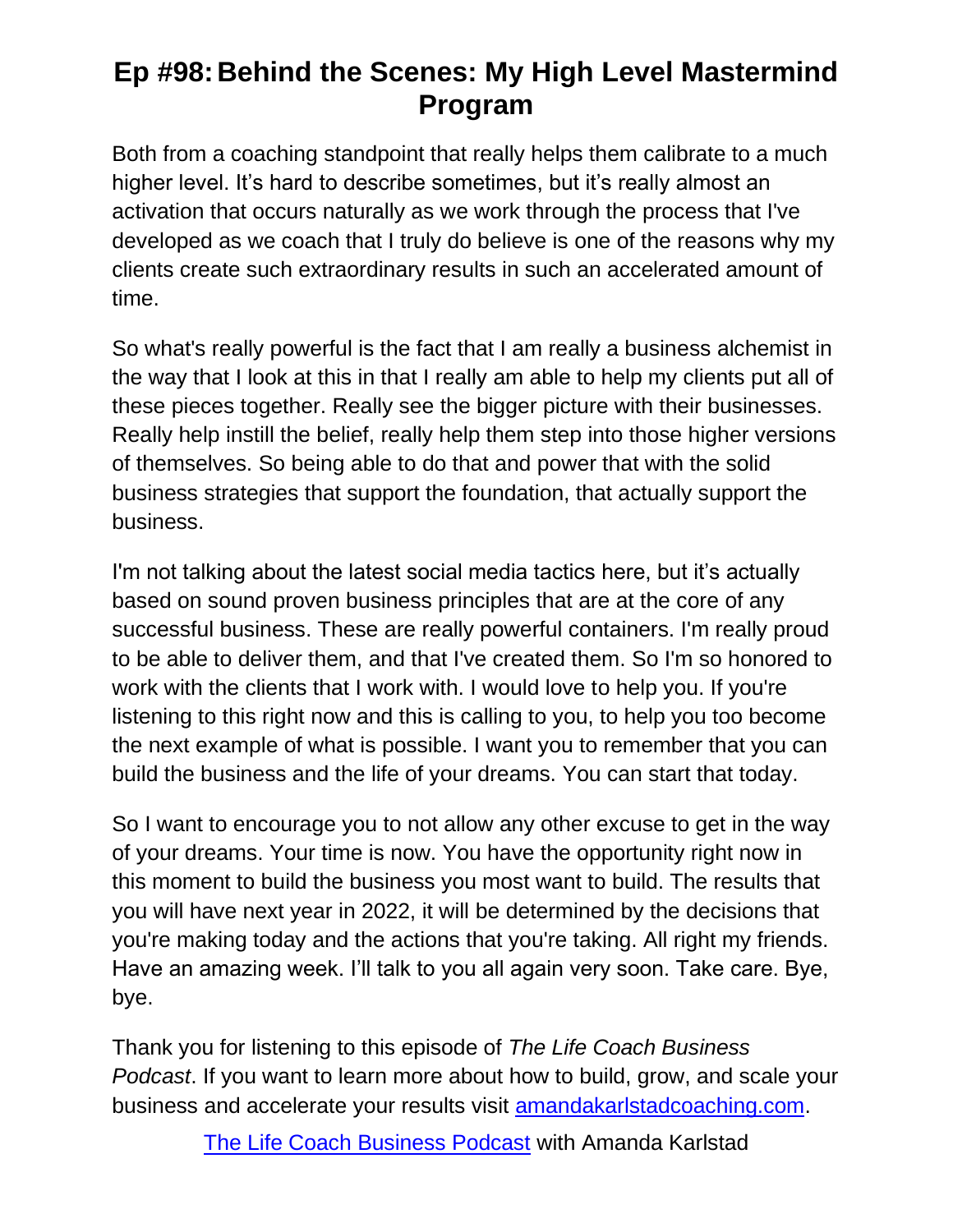Both from a coaching standpoint that really helps them calibrate to a much higher level. It's hard to describe sometimes, but it's really almost an activation that occurs naturally as we work through the process that I've developed as we coach that I truly do believe is one of the reasons why my clients create such extraordinary results in such an accelerated amount of time.

So what's really powerful is the fact that I am really a business alchemist in the way that I look at this in that I really am able to help my clients put all of these pieces together. Really see the bigger picture with their businesses. Really help instill the belief, really help them step into those higher versions of themselves. So being able to do that and power that with the solid business strategies that support the foundation, that actually support the business.

I'm not talking about the latest social media tactics here, but it's actually based on sound proven business principles that are at the core of any successful business. These are really powerful containers. I'm really proud to be able to deliver them, and that I've created them. So I'm so honored to work with the clients that I work with. I would love to help you. If you're listening to this right now and this is calling to you, to help you too become the next example of what is possible. I want you to remember that you can build the business and the life of your dreams. You can start that today.

So I want to encourage you to not allow any other excuse to get in the way of your dreams. Your time is now. You have the opportunity right now in this moment to build the business you most want to build. The results that you will have next year in 2022, it will be determined by the decisions that you're making today and the actions that you're taking. All right my friends. Have an amazing week. I'll talk to you all again very soon. Take care. Bye, bye.

Thank you for listening to this episode of *The Life Coach Business Podcast*. If you want to learn more about how to build, grow, and scale your business and accelerate your results visit amandakarlstadcoaching.com.